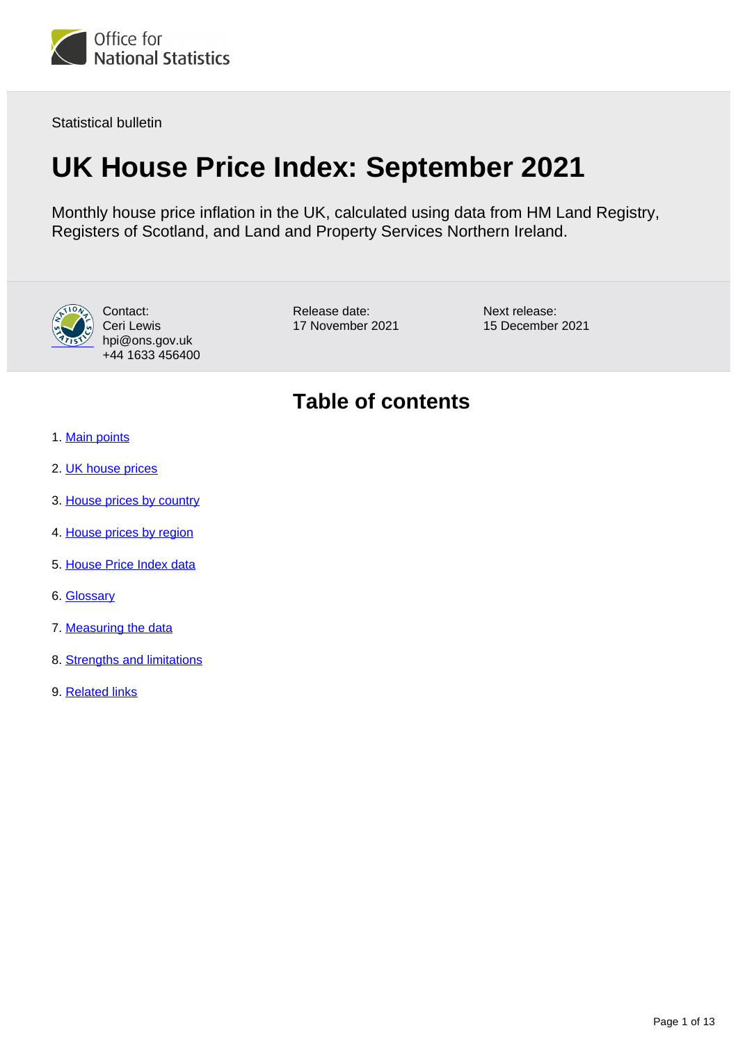Statistical bulletin

# UK House Price Index: September 2021

Monthly house price inflation in the UK, calculated using data from HM Land Registry, Registers of Scotland, and Land and Property Services Northern Ireland.

Contact:
Ceri Lewis
hpi@ons.gov.uk
+44 1633 456400

Release date:
17 November 2021

Next release:
15 December 2021

## Table of contents

1. Main points
2. UK house prices
3. House prices by country
4. House prices by region
5. House Price Index data
6. Glossary
7. Measuring the data
8. Strengths and limitations
9. Related links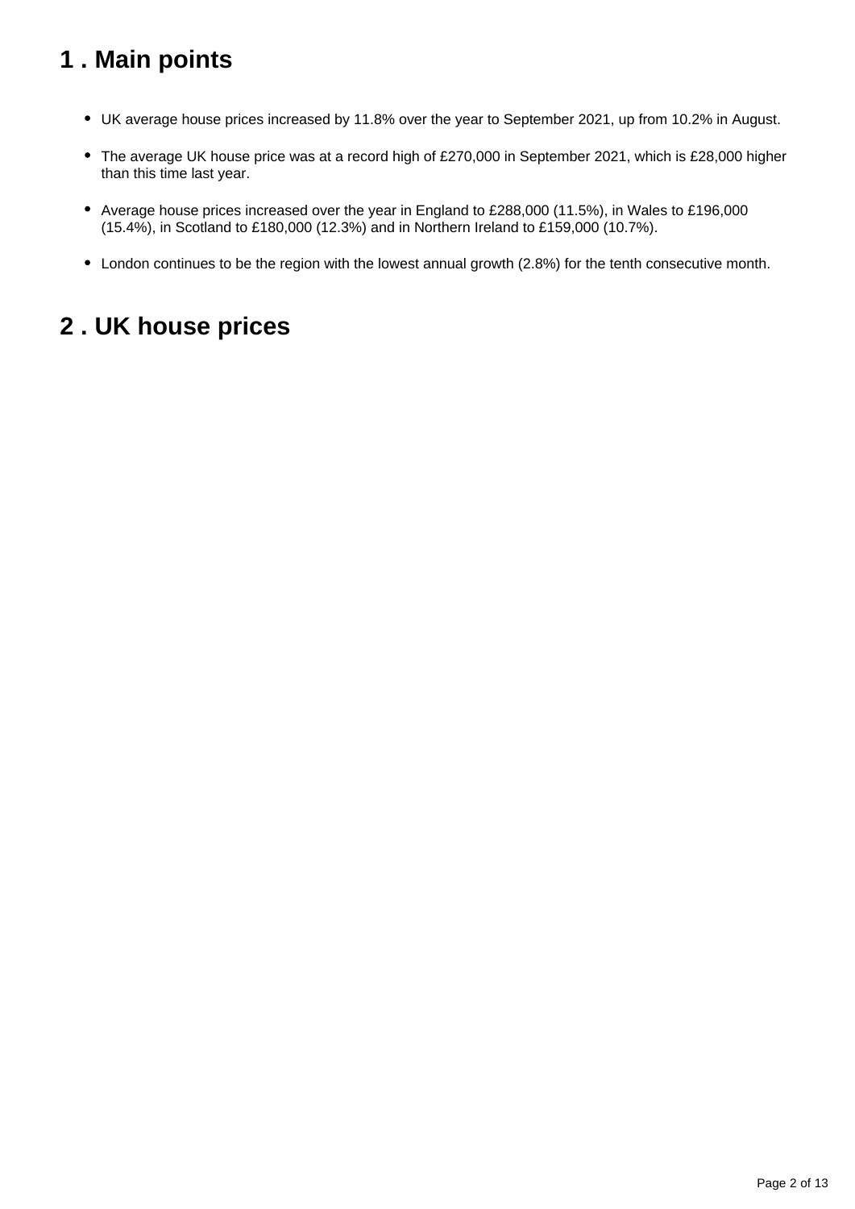## 1 . Main points

- UK average house prices increased by 11.8% over the year to September 2021, up from 10.2% in August.
- The average UK house price was at a record high of £270,000 in September 2021, which is £28,000 higher than this time last year.
- Average house prices increased over the year in England to £288,000 (11.5%), in Wales to £196,000 (15.4%), in Scotland to £180,000 (12.3%) and in Northern Ireland to £159,000 (10.7%).
- London continues to be the region with the lowest annual growth (2.8%) for the tenth consecutive month.

## 2 . UK house prices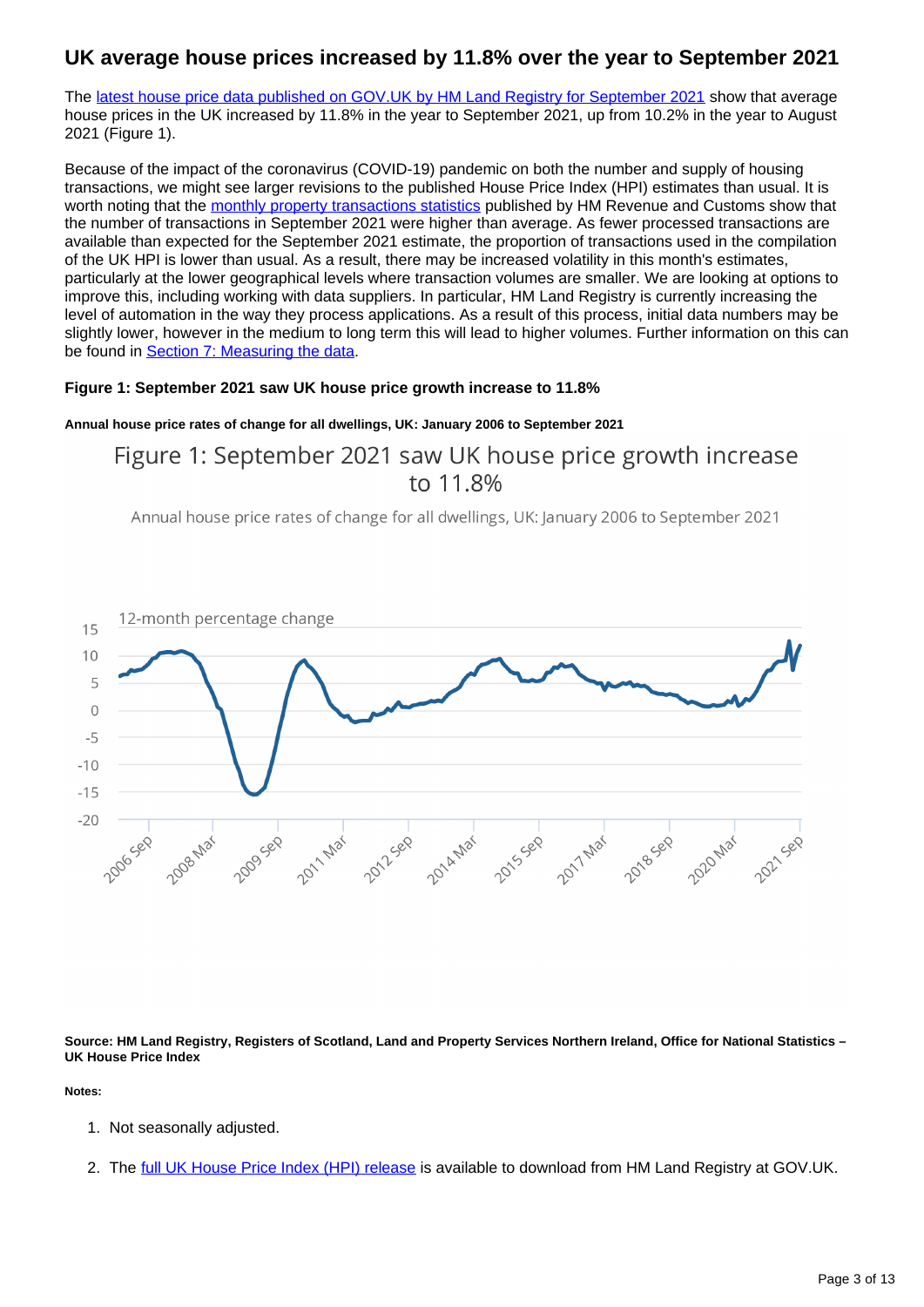## UK average house prices increased by 11.8% over the year to September 2021

The latest house price data published on GOV.UK by HM Land Registry for September 2021 show that average house prices in the UK increased by 11.8% in the year to September 2021, up from 10.2% in the year to August 2021 (Figure 1).

Because of the impact of the coronavirus (COVID-19) pandemic on both the number and supply of housing transactions, we might see larger revisions to the published House Price Index (HPI) estimates than usual. It is worth noting that the monthly property transactions statistics published by HM Revenue and Customs show that the number of transactions in September 2021 were higher than average. As fewer processed transactions are available than expected for the September 2021 estimate, the proportion of transactions used in the compilation of the UK HPI is lower than usual. As a result, there may be increased volatility in this month's estimates, particularly at the lower geographical levels where transaction volumes are smaller. We are looking at options to improve this, including working with data suppliers. In particular, HM Land Registry is currently increasing the level of automation in the way they process applications. As a result of this process, initial data numbers may be slightly lower, however in the medium to long term this will lead to higher volumes. Further information on this can be found in Section 7: Measuring the data.

**Figure 1: September 2021 saw UK house price growth increase to 11.8%**

**Annual house price rates of change for all dwellings, UK: January 2006 to September 2021**

**Source: HM Land Registry, Registers of Scotland, Land and Property Services Northern Ireland, Office for National Statistics – UK House Price Index**

**Notes:**

1. Not seasonally adjusted.
2. The full UK House Price Index (HPI) release is available to download from HM Land Registry at GOV.UK.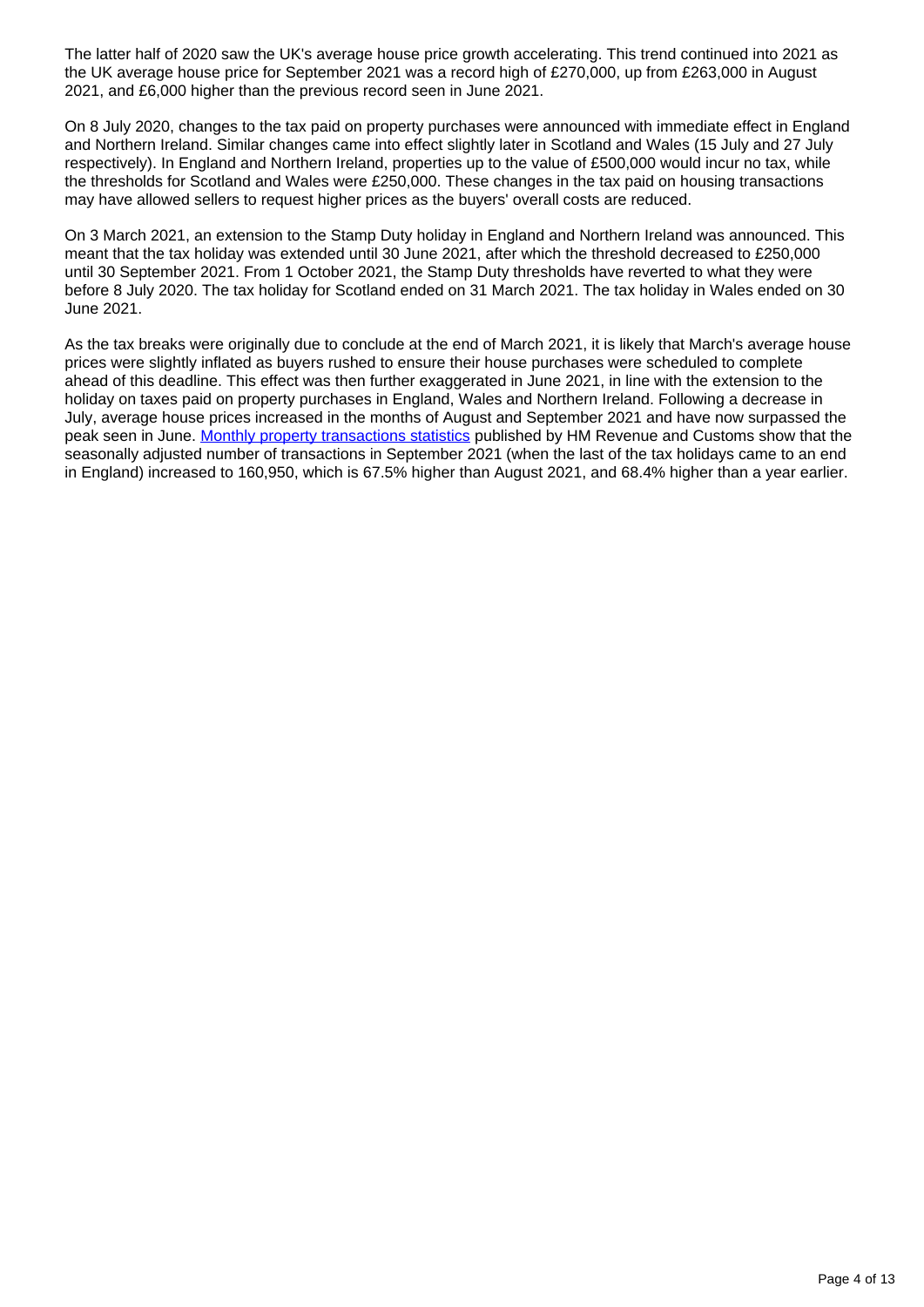The latter half of 2020 saw the UK's average house price growth accelerating. This trend continued into 2021 as the UK average house price for September 2021 was a record high of £270,000, up from £263,000 in August 2021, and £6,000 higher than the previous record seen in June 2021.

On 8 July 2020, changes to the tax paid on property purchases were announced with immediate effect in England and Northern Ireland. Similar changes came into effect slightly later in Scotland and Wales (15 July and 27 July respectively). In England and Northern Ireland, properties up to the value of £500,000 would incur no tax, while the thresholds for Scotland and Wales were £250,000. These changes in the tax paid on housing transactions may have allowed sellers to request higher prices as the buyers' overall costs are reduced.

On 3 March 2021, an extension to the Stamp Duty holiday in England and Northern Ireland was announced. This meant that the tax holiday was extended until 30 June 2021, after which the threshold decreased to £250,000 until 30 September 2021. From 1 October 2021, the Stamp Duty thresholds have reverted to what they were before 8 July 2020. The tax holiday for Scotland ended on 31 March 2021. The tax holiday in Wales ended on 30 June 2021.

As the tax breaks were originally due to conclude at the end of March 2021, it is likely that March's average house prices were slightly inflated as buyers rushed to ensure their house purchases were scheduled to complete ahead of this deadline. This effect was then further exaggerated in June 2021, in line with the extension to the holiday on taxes paid on property purchases in England, Wales and Northern Ireland. Following a decrease in July, average house prices increased in the months of August and September 2021 and have now surpassed the peak seen in June. Monthly property transactions statistics published by HM Revenue and Customs show that the seasonally adjusted number of transactions in September 2021 (when the last of the tax holidays came to an end in England) increased to 160,950, which is 67.5% higher than August 2021, and 68.4% higher than a year earlier.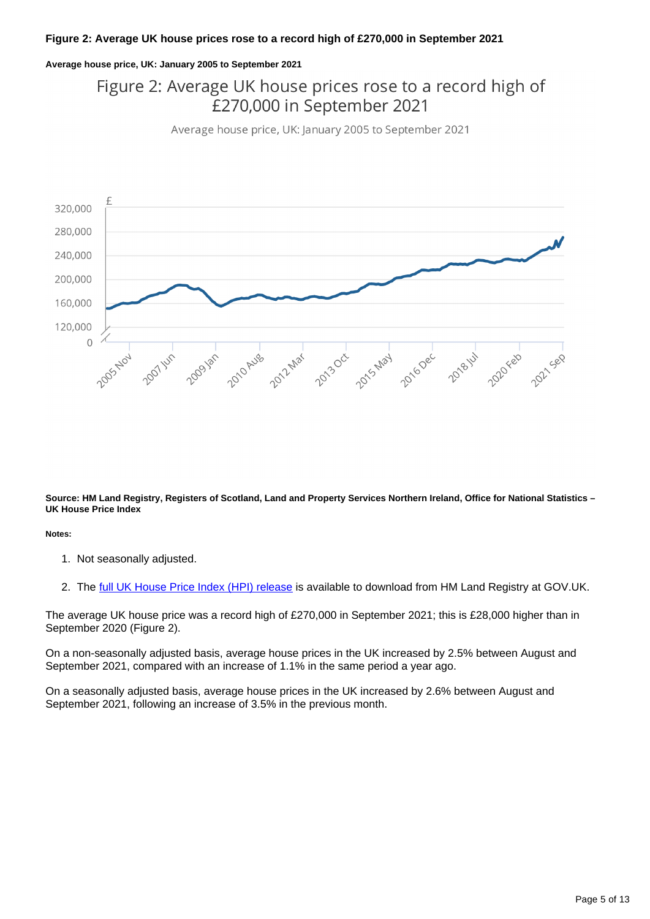**Figure 2: Average UK house prices rose to a record high of £270,000 in September 2021**

**Average house price, UK: January 2005 to September 2021**

**Source: HM Land Registry, Registers of Scotland, Land and Property Services Northern Ireland, Office for National Statistics – UK House Price Index**

**Notes:**

1. Not seasonally adjusted.
2. The full UK House Price Index (HPI) release is available to download from HM Land Registry at GOV.UK.

The average UK house price was a record high of £270,000 in September 2021; this is £28,000 higher than in September 2020 (Figure 2).

On a non-seasonally adjusted basis, average house prices in the UK increased by 2.5% between August and September 2021, compared with an increase of 1.1% in the same period a year ago.

On a seasonally adjusted basis, average house prices in the UK increased by 2.6% between August and September 2021, following an increase of 3.5% in the previous month.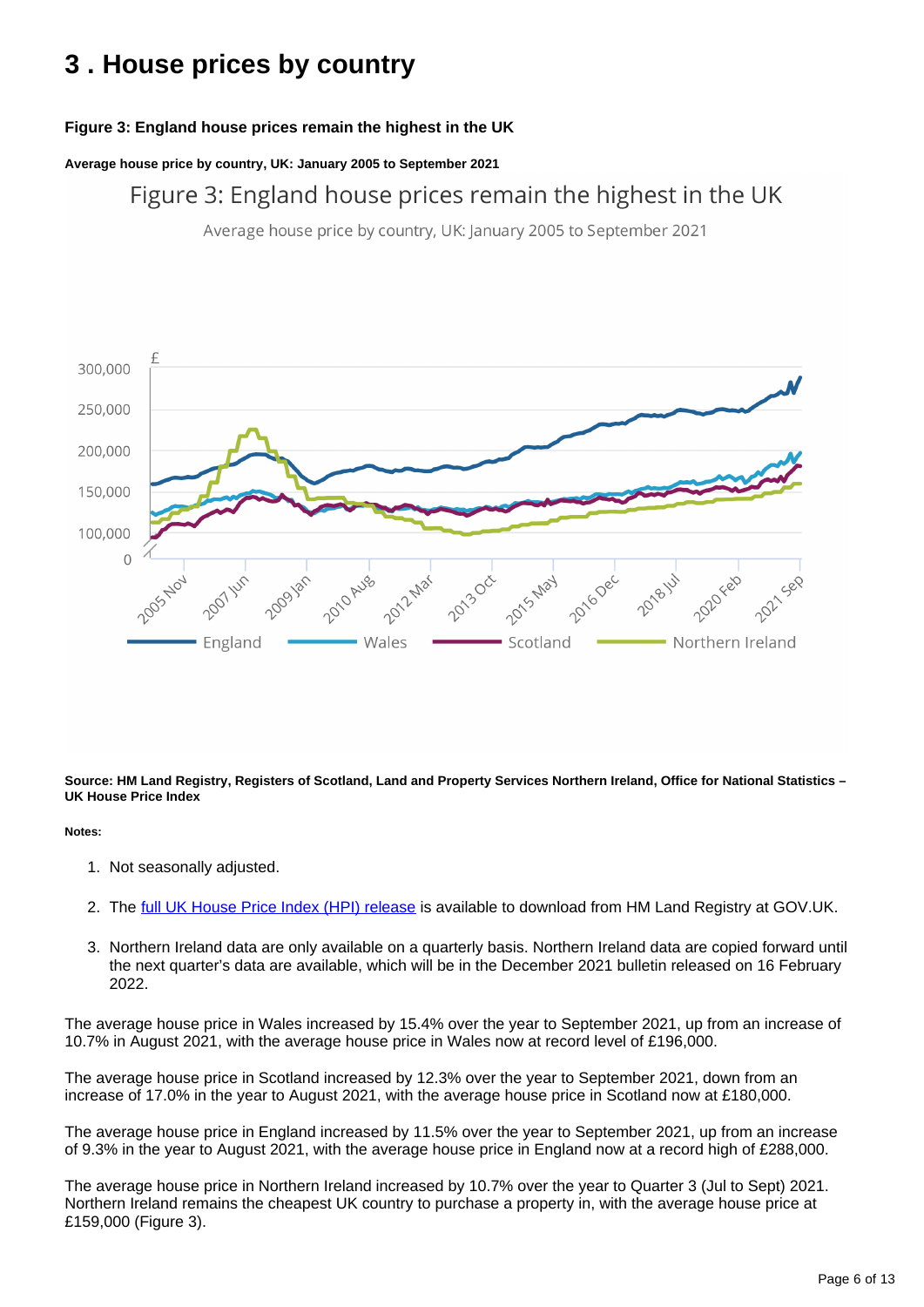# 3 . House prices by country

**Figure 3: England house prices remain the highest in the UK**

**Average house price by country, UK: January 2005 to September 2021**

**Source: HM Land Registry, Registers of Scotland, Land and Property Services Northern Ireland, Office for National Statistics – UK House Price Index**

**Notes:**

1. Not seasonally adjusted.
2. The full UK House Price Index (HPI) release is available to download from HM Land Registry at GOV.UK.
3. Northern Ireland data are only available on a quarterly basis. Northern Ireland data are copied forward until the next quarter's data are available, which will be in the December 2021 bulletin released on 16 February 2022.

The average house price in Wales increased by 15.4% over the year to September 2021, up from an increase of 10.7% in August 2021, with the average house price in Wales now at record level of £196,000.

The average house price in Scotland increased by 12.3% over the year to September 2021, down from an increase of 17.0% in the year to August 2021, with the average house price in Scotland now at £180,000.

The average house price in England increased by 11.5% over the year to September 2021, up from an increase of 9.3% in the year to August 2021, with the average house price in England now at a record high of £288,000.

The average house price in Northern Ireland increased by 10.7% over the year to Quarter 3 (Jul to Sept) 2021. Northern Ireland remains the cheapest UK country to purchase a property in, with the average house price at £159,000 (Figure 3).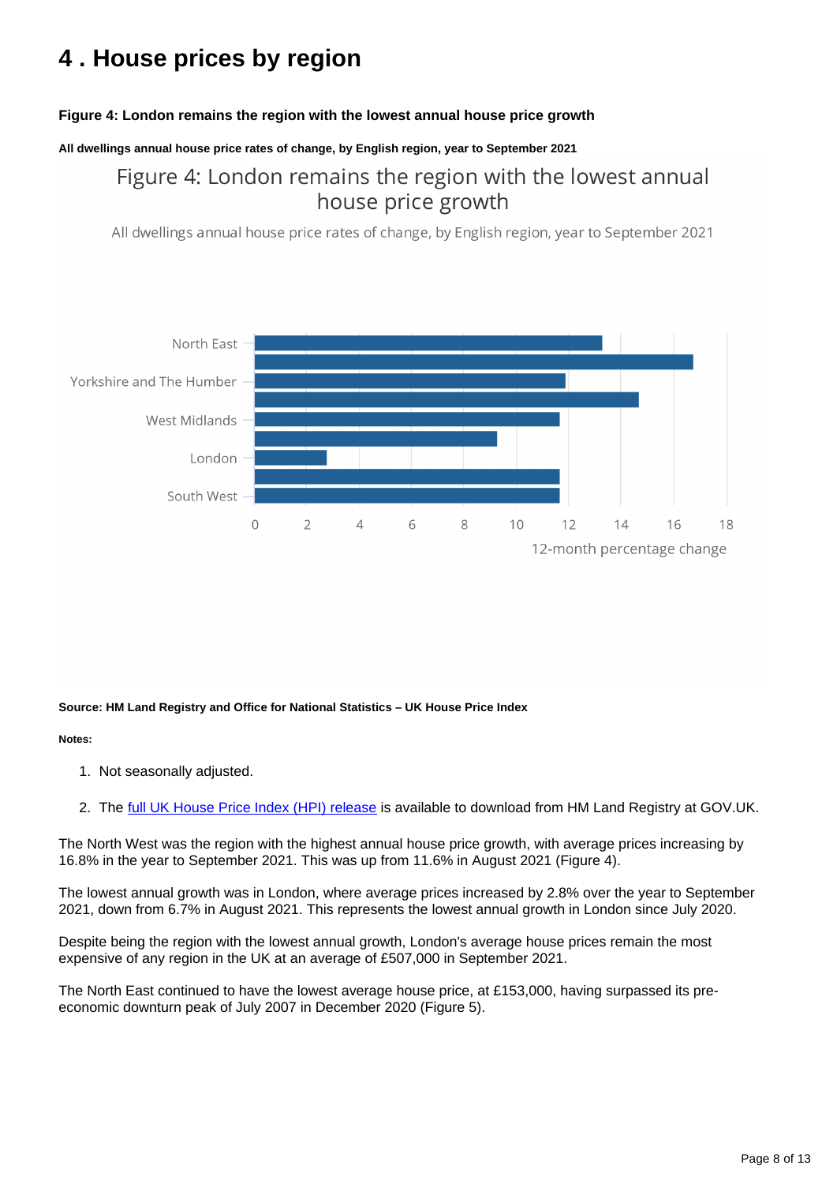# 4 . House prices by region

**Figure 4: London remains the region with the lowest annual house price growth**

**All dwellings annual house price rates of change, by English region, year to September 2021**

Figure 4: London remains the region with the lowest annual house price growth

All dwellings annual house price rates of change, by English region, year to September 2021

North East
Yorkshire and The Humber
West Midlands
London
South West

0 2 4 6 8 10 12 14 16 18

12-month percentage change

**Source: HM Land Registry and Office for National Statistics – UK House Price Index**

**Notes:**

1. Not seasonally adjusted.
2. The full UK House Price Index (HPI) release is available to download from HM Land Registry at GOV.UK.

The North West was the region with the highest annual house price growth, with average prices increasing by 16.8% in the year to September 2021. This was up from 11.6% in August 2021 (Figure 4).

The lowest annual growth was in London, where average prices increased by 2.8% over the year to September 2021, down from 6.7% in August 2021. This represents the lowest annual growth in London since July 2020.

Despite being the region with the lowest annual growth, London's average house prices remain the most expensive of any region in the UK at an average of £507,000 in September 2021.

The North East continued to have the lowest average house price, at £153,000, having surpassed its pre-economic downturn peak of July 2007 in December 2020 (Figure 5).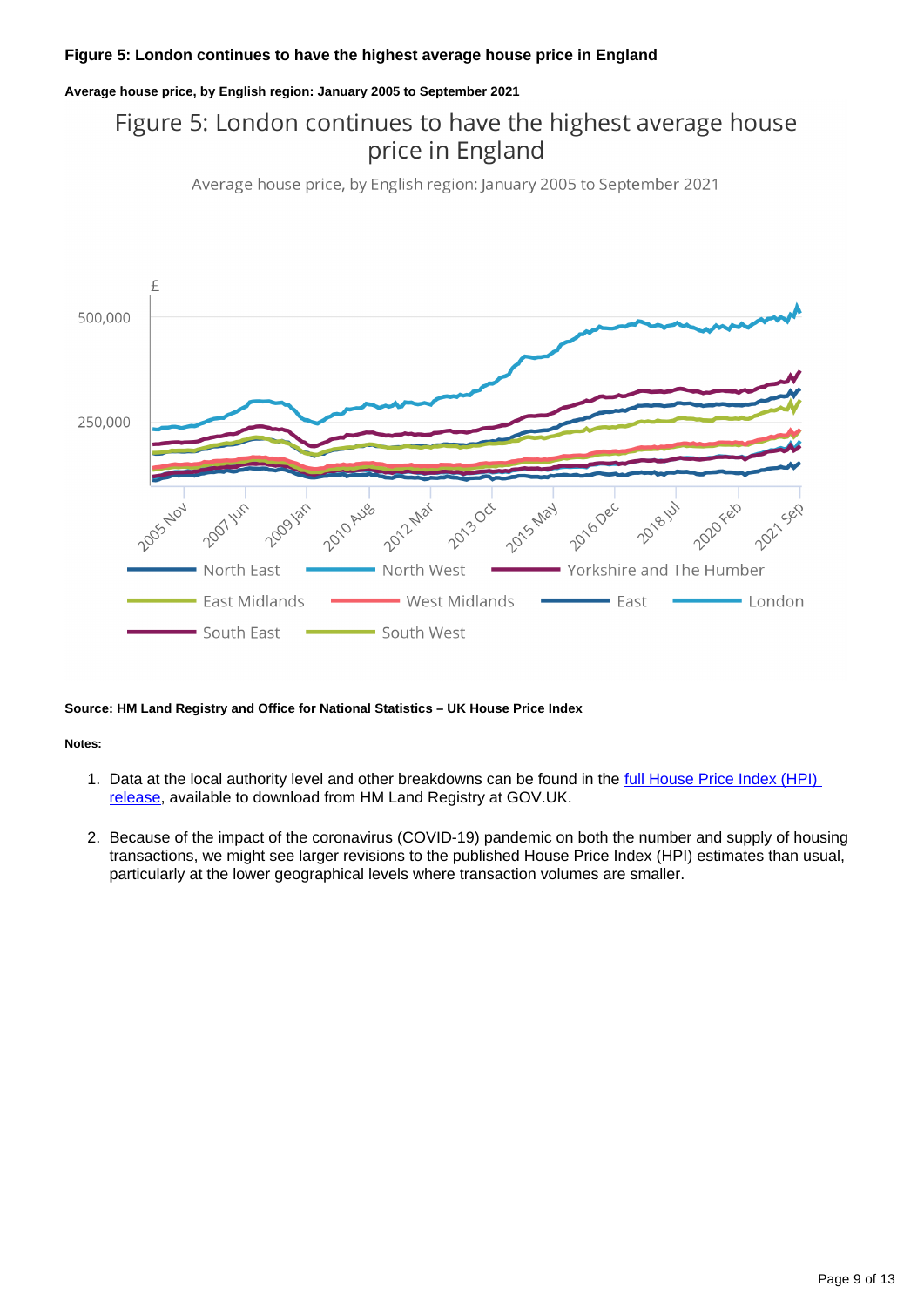### Figure 5: London continues to have the highest average house price in England

#### Average house price, by English region: January 2005 to September 2021

Figure 5: London continues to have the highest average house price in England

Average house price, by English region: January 2005 to September 2021

£

500,000

250,000

2005 Nov, 2007 Jun, 2009 Jan, 2010 Aug, 2012 Mar, 2013 Oct, 2015 May, 2016 Dec, 2018 Jul, 2020 Feb, 2021 Sep

North East, North West, Yorkshire and The Humber, East Midlands, West Midlands, East, London, South East, South West

**Source: HM Land Registry and Office for National Statistics – UK House Price Index**

**Notes:**

1. Data at the local authority level and other breakdowns can be found in the full House Price Index (HPI) release, available to download from HM Land Registry at GOV.UK.

2. Because of the impact of the coronavirus (COVID-19) pandemic on both the number and supply of housing transactions, we might see larger revisions to the published House Price Index (HPI) estimates than usual, particularly at the lower geographical levels where transaction volumes are smaller.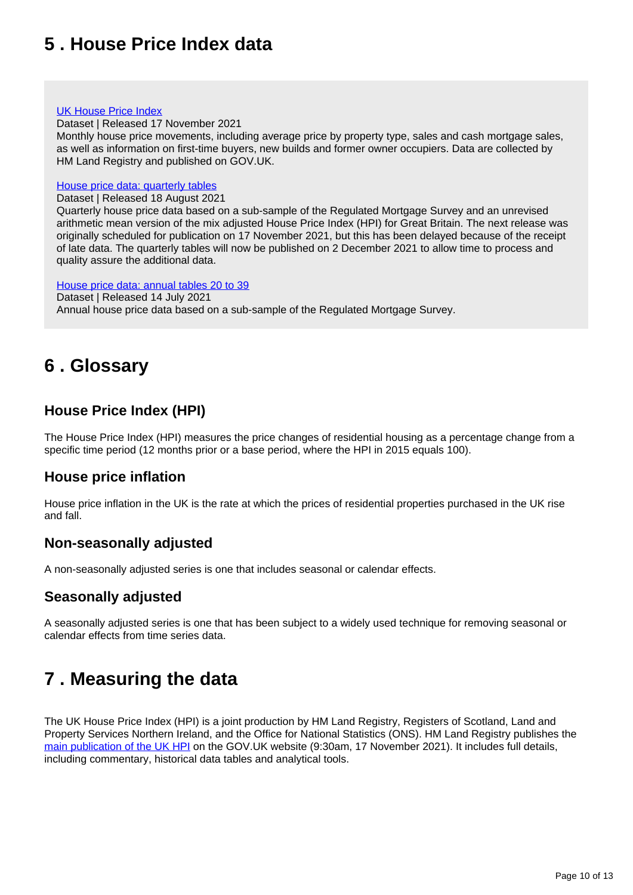## 5 . House Price Index data

[UK House Price Index](#)
Dataset | Released 17 November 2021
Monthly house price movements, including average price by property type, sales and cash mortgage sales, as well as information on first-time buyers, new builds and former owner occupiers. Data are collected by HM Land Registry and published on GOV.UK.

[House price data: quarterly tables](#)
Dataset | Released 18 August 2021
Quarterly house price data based on a sub-sample of the Regulated Mortgage Survey and an unrevised arithmetic mean version of the mix adjusted House Price Index (HPI) for Great Britain. The next release was originally scheduled for publication on 17 November 2021, but this has been delayed because of the receipt of late data. The quarterly tables will now be published on 2 December 2021 to allow time to process and quality assure the additional data.

[House price data: annual tables 20 to 39](#)
Dataset | Released 14 July 2021
Annual house price data based on a sub-sample of the Regulated Mortgage Survey.

## 6 . Glossary

### House Price Index (HPI)

The House Price Index (HPI) measures the price changes of residential housing as a percentage change from a specific time period (12 months prior or a base period, where the HPI in 2015 equals 100).

### House price inflation

House price inflation in the UK is the rate at which the prices of residential properties purchased in the UK rise and fall.

### Non-seasonally adjusted

A non-seasonally adjusted series is one that includes seasonal or calendar effects.

### Seasonally adjusted

A seasonally adjusted series is one that has been subject to a widely used technique for removing seasonal or calendar effects from time series data.

## 7 . Measuring the data

The UK House Price Index (HPI) is a joint production by HM Land Registry, Registers of Scotland, Land and Property Services Northern Ireland, and the Office for National Statistics (ONS). HM Land Registry publishes the [main publication of the UK HPI](#) on the GOV.UK website (9:30am, 17 November 2021). It includes full details, including commentary, historical data tables and analytical tools.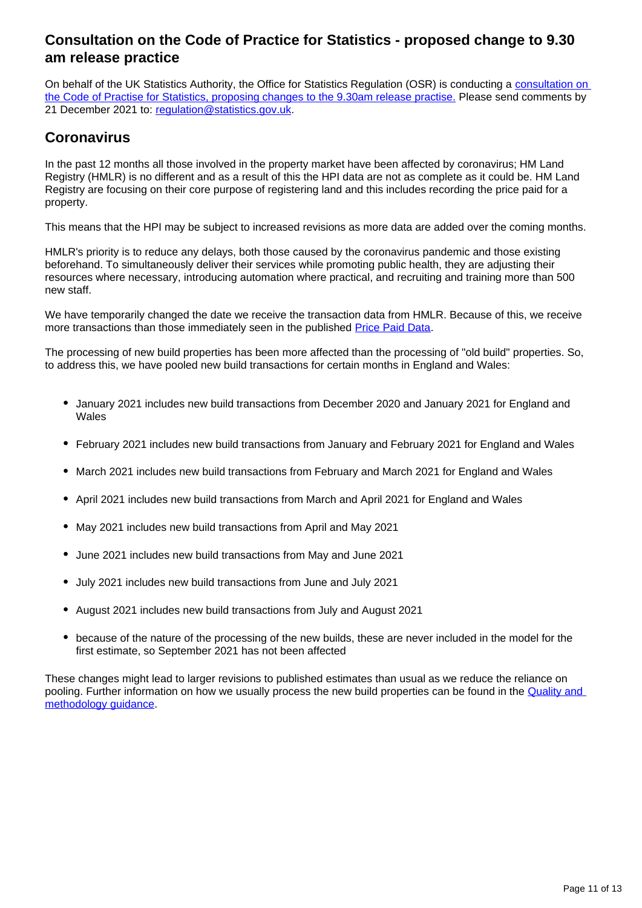## Consultation on the Code of Practice for Statistics - proposed change to 9.30 am release practice

On behalf of the UK Statistics Authority, the Office for Statistics Regulation (OSR) is conducting a consultation on the Code of Practise for Statistics, proposing changes to the 9.30am release practise. Please send comments by 21 December 2021 to: regulation@statistics.gov.uk.

## Coronavirus

In the past 12 months all those involved in the property market have been affected by coronavirus; HM Land Registry (HMLR) is no different and as a result of this the HPI data are not as complete as it could be. HM Land Registry are focusing on their core purpose of registering land and this includes recording the price paid for a property.

This means that the HPI may be subject to increased revisions as more data are added over the coming months.

HMLR's priority is to reduce any delays, both those caused by the coronavirus pandemic and those existing beforehand. To simultaneously deliver their services while promoting public health, they are adjusting their resources where necessary, introducing automation where practical, and recruiting and training more than 500 new staff.

We have temporarily changed the date we receive the transaction data from HMLR. Because of this, we receive more transactions than those immediately seen in the published Price Paid Data.

The processing of new build properties has been more affected than the processing of "old build" properties. So, to address this, we have pooled new build transactions for certain months in England and Wales:

- January 2021 includes new build transactions from December 2020 and January 2021 for England and Wales
- February 2021 includes new build transactions from January and February 2021 for England and Wales
- March 2021 includes new build transactions from February and March 2021 for England and Wales
- April 2021 includes new build transactions from March and April 2021 for England and Wales
- May 2021 includes new build transactions from April and May 2021
- June 2021 includes new build transactions from May and June 2021
- July 2021 includes new build transactions from June and July 2021
- August 2021 includes new build transactions from July and August 2021
- because of the nature of the processing of the new builds, these are never included in the model for the first estimate, so September 2021 has not been affected

These changes might lead to larger revisions to published estimates than usual as we reduce the reliance on pooling. Further information on how we usually process the new build properties can be found in the Quality and methodology guidance.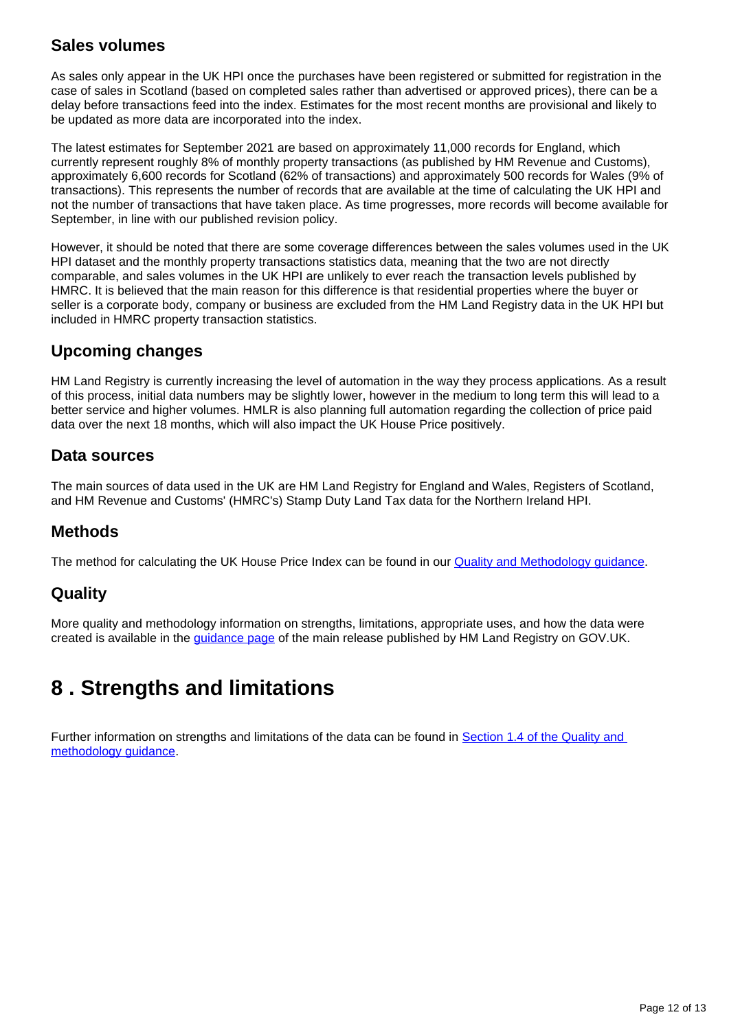### Sales volumes

As sales only appear in the UK HPI once the purchases have been registered or submitted for registration in the case of sales in Scotland (based on completed sales rather than advertised or approved prices), there can be a delay before transactions feed into the index. Estimates for the most recent months are provisional and likely to be updated as more data are incorporated into the index.

The latest estimates for September 2021 are based on approximately 11,000 records for England, which currently represent roughly 8% of monthly property transactions (as published by HM Revenue and Customs), approximately 6,600 records for Scotland (62% of transactions) and approximately 500 records for Wales (9% of transactions). This represents the number of records that are available at the time of calculating the UK HPI and not the number of transactions that have taken place. As time progresses, more records will become available for September, in line with our published revision policy.

However, it should be noted that there are some coverage differences between the sales volumes used in the UK HPI dataset and the monthly property transactions statistics data, meaning that the two are not directly comparable, and sales volumes in the UK HPI are unlikely to ever reach the transaction levels published by HMRC. It is believed that the main reason for this difference is that residential properties where the buyer or seller is a corporate body, company or business are excluded from the HM Land Registry data in the UK HPI but included in HMRC property transaction statistics.

### Upcoming changes

HM Land Registry is currently increasing the level of automation in the way they process applications. As a result of this process, initial data numbers may be slightly lower, however in the medium to long term this will lead to a better service and higher volumes. HMLR is also planning full automation regarding the collection of price paid data over the next 18 months, which will also impact the UK House Price positively.

### Data sources

The main sources of data used in the UK are HM Land Registry for England and Wales, Registers of Scotland, and HM Revenue and Customs' (HMRC's) Stamp Duty Land Tax data for the Northern Ireland HPI.

### Methods

The method for calculating the UK House Price Index can be found in our Quality and Methodology guidance.

### Quality

More quality and methodology information on strengths, limitations, appropriate uses, and how the data were created is available in the guidance page of the main release published by HM Land Registry on GOV.UK.

## 8 . Strengths and limitations

Further information on strengths and limitations of the data can be found in Section 1.4 of the Quality and methodology guidance.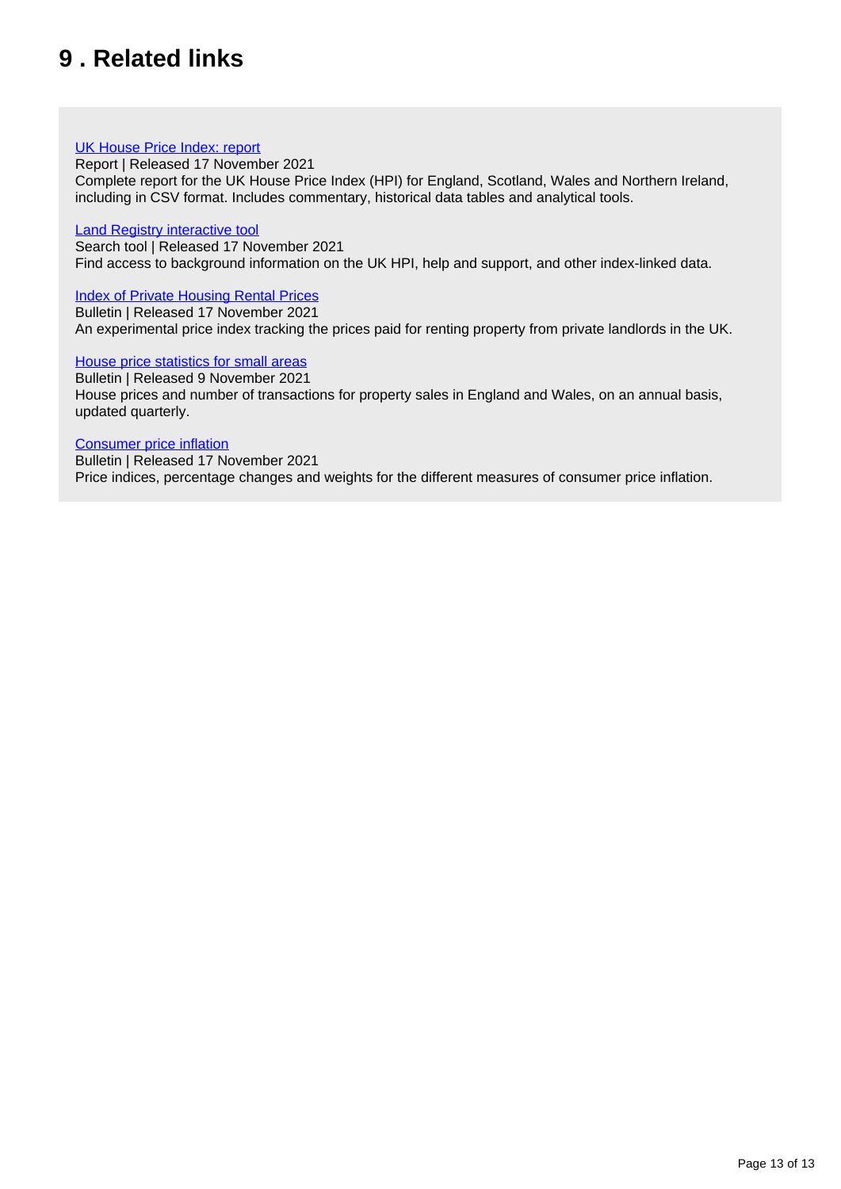## 9 . Related links

[UK House Price Index: report](#)
Report | Released 17 November 2021
Complete report for the UK House Price Index (HPI) for England, Scotland, Wales and Northern Ireland, including in CSV format. Includes commentary, historical data tables and analytical tools.

[Land Registry interactive tool](#)
Search tool | Released 17 November 2021
Find access to background information on the UK HPI, help and support, and other index-linked data.

[Index of Private Housing Rental Prices](#)
Bulletin | Released 17 November 2021
An experimental price index tracking the prices paid for renting property from private landlords in the UK.

[House price statistics for small areas](#)
Bulletin | Released 9 November 2021
House prices and number of transactions for property sales in England and Wales, on an annual basis, updated quarterly.

[Consumer price inflation](#)
Bulletin | Released 17 November 2021
Price indices, percentage changes and weights for the different measures of consumer price inflation.